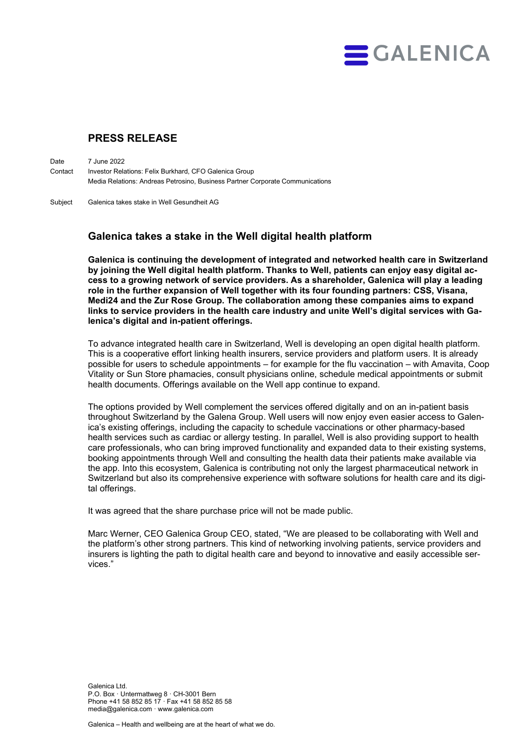GALENICA

# PRESS RELEASE

Date 7 June 2022

Contact Investor Relations: Felix Burkhard, CFO Galenica Group

Media Relations: Andreas Petrosino, Business Partner Corporate Communications

Subject Galenica takes stake in Well Gesundheit AG

## Galenica takes a stake in the Well digital health platform

**Galenica is continuing the development of integrated and networked health care in Switzerland by joining the Well digital health platform. Thanks to Well, patients can enjoy easy digital access to a growing network of service providers. As a shareholder, Galenica will play a leading role in the further expansion of Well together with its four founding partners: CSS, Visana, Medi24 and the Zur Rose Group. The collaboration among these companies aims to expand links to service providers in the health care industry and unite Well's digital services with Galenica's digital and in-patient offerings.**

To advance integrated health care in Switzerland, Well is developing an open digital health platform. This is a cooperative effort linking health insurers, service providers and platform users. It is already possible for users to schedule appointments – for example for the flu vaccination – with Amavita, Coop Vitality or Sun Store phamacies, consult physicians online, schedule medical appointments or submit health documents. Offerings available on the Well app continue to expand.

The options provided by Well complement the services offered digitally and on an in-patient basis throughout Switzerland by the Galena Group. Well users will now enjoy even easier access to Galenica's existing offerings, including the capacity to schedule vaccinations or other pharmacy-based health services such as cardiac or allergy testing. In parallel, Well is also providing support to health care professionals, who can bring improved functionality and expanded data to their existing systems, booking appointments through Well and consulting the health data their patients make available via the app. Into this ecosystem, Galenica is contributing not only the largest pharmaceutical network in Switzerland but also its comprehensive experience with software solutions for health care and its digital offerings.

It was agreed that the share purchase price will not be made public.

Marc Werner, CEO Galenica Group CEO, stated, "We are pleased to be collaborating with Well and the platform's other strong partners. This kind of networking involving patients, service providers and insurers is lighting the path to digital health care and beyond to innovative and easily accessible services."

Galenica Ltd.
P.O. Box · Untermattweg 8 · CH-3001 Bern
Phone +41 58 852 85 17 · Fax +41 58 852 85 58
media@galenica.com · www.galenica.com

Galenica – Health and wellbeing are at the heart of what we do.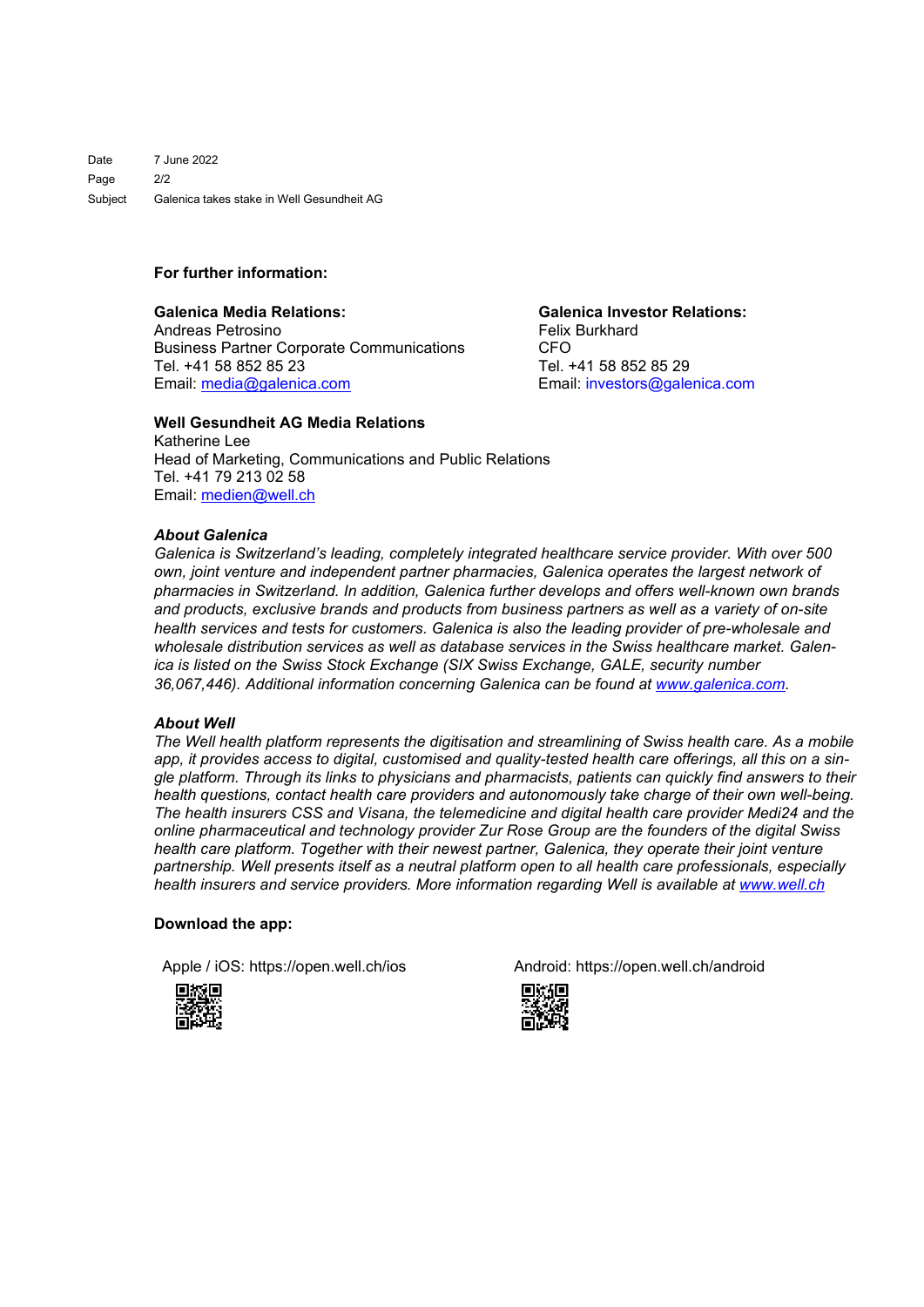Date 7 June 2022

Subject Galenica takes stake in Well Gesundheit AG

**For further information:**

**Galenica Media Relations:**
Andreas Petrosino
Business Partner Corporate Communications
Tel. +41 58 852 85 23
Email: media@galenica.com

**Galenica Investor Relations:**
Felix Burkhard
CFO
Tel. +41 58 852 85 29
Email: investors@galenica.com

**Well Gesundheit AG Media Relations**
Katherine Lee
Head of Marketing, Communications and Public Relations
Tel. +41 79 213 02 58
Email: medien@well.ch

***About Galenica***
*Galenica is Switzerland's leading, completely integrated healthcare service provider. With over 500 own, joint venture and independent partner pharmacies, Galenica operates the largest network of pharmacies in Switzerland. In addition, Galenica further develops and offers well-known own brands and products, exclusive brands and products from business partners as well as a variety of on-site health services and tests for customers. Galenica is also the leading provider of pre-wholesale and wholesale distribution services as well as database services in the Swiss healthcare market. Galenica is listed on the Swiss Stock Exchange (SIX Swiss Exchange, GALE, security number 36,067,446). Additional information concerning Galenica can be found at www.galenica.com.*

***About Well***
*The Well health platform represents the digitisation and streamlining of Swiss health care. As a mobile app, it provides access to digital, customised and quality-tested health care offerings, all this on a single platform. Through its links to physicians and pharmacists, patients can quickly find answers to their health questions, contact health care providers and autonomously take charge of their own well-being. The health insurers CSS and Visana, the telemedicine and digital health care provider Medi24 and the online pharmaceutical and technology provider Zur Rose Group are the founders of the digital Swiss health care platform. Together with their newest partner, Galenica, they operate their joint venture partnership. Well presents itself as a neutral platform open to all health care professionals, especially health insurers and service providers. More information regarding Well is available at www.well.ch*

**Download the app:**

Apple / iOS: https://open.well.ch/ios

Android: https://open.well.ch/android